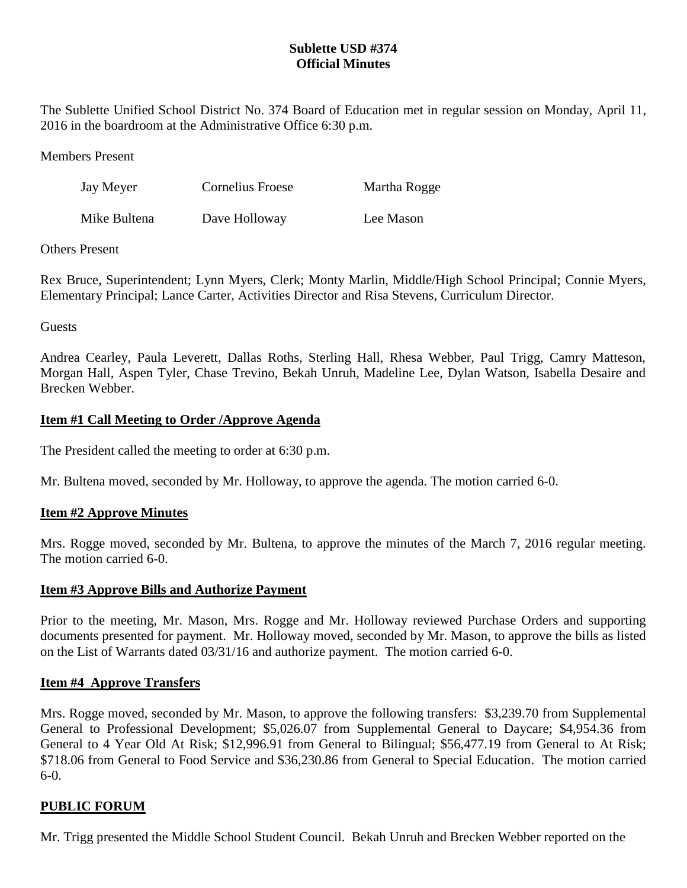**Sublette USD #374**
**Official Minutes**

The Sublette Unified School District No. 374 Board of Education met in regular session on Monday, April 11, 2016 in the boardroom at the Administrative Office 6:30 p.m.

Members Present

| | | |
|---|---|---|
| Jay Meyer | Cornelius Froese | Martha Rogge |
| Mike Bultena | Dave Holloway | Lee Mason |

Others Present

Rex Bruce, Superintendent; Lynn Myers, Clerk; Monty Marlin, Middle/High School Principal; Connie Myers, Elementary Principal; Lance Carter, Activities Director and Risa Stevens, Curriculum Director.

Guests

Andrea Cearley, Paula Leverett, Dallas Roths, Sterling Hall, Rhesa Webber, Paul Trigg, Camry Matteson, Morgan Hall, Aspen Tyler, Chase Trevino, Bekah Unruh, Madeline Lee, Dylan Watson, Isabella Desaire and Brecken Webber.

**Item #1 Call Meeting to Order /Approve Agenda**

The President called the meeting to order at 6:30 p.m.

Mr. Bultena moved, seconded by Mr. Holloway, to approve the agenda. The motion carried 6-0.

**Item #2 Approve Minutes**

Mrs. Rogge moved, seconded by Mr. Bultena, to approve the minutes of the March 7, 2016 regular meeting. The motion carried 6-0.

**Item #3 Approve Bills and Authorize Payment**

Prior to the meeting, Mr. Mason, Mrs. Rogge and Mr. Holloway reviewed Purchase Orders and supporting documents presented for payment. Mr. Holloway moved, seconded by Mr. Mason, to approve the bills as listed on the List of Warrants dated 03/31/16 and authorize payment. The motion carried 6-0.

**Item #4 Approve Transfers**

Mrs. Rogge moved, seconded by Mr. Mason, to approve the following transfers: $3,239.70 from Supplemental General to Professional Development; $5,026.07 from Supplemental General to Daycare; $4,954.36 from General to 4 Year Old At Risk; $12,996.91 from General to Bilingual; $56,477.19 from General to At Risk; $718.06 from General to Food Service and $36,230.86 from General to Special Education. The motion carried 6-0.

**PUBLIC FORUM**

Mr. Trigg presented the Middle School Student Council. Bekah Unruh and Brecken Webber reported on the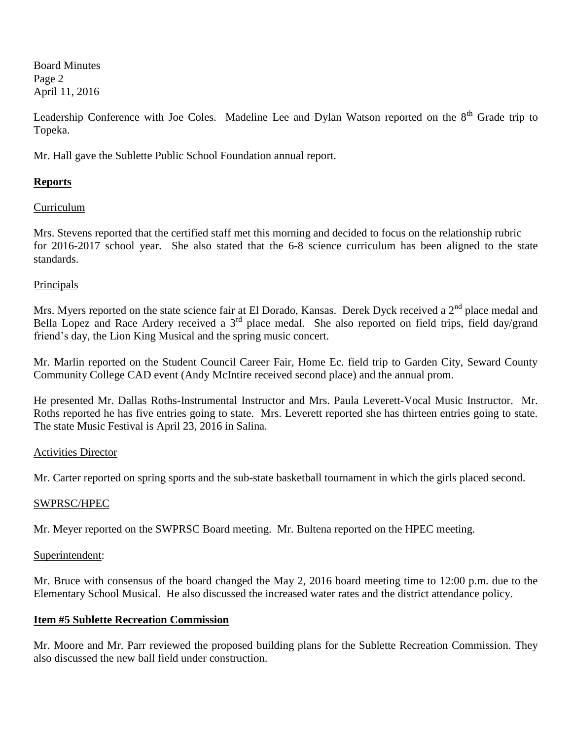Leadership Conference with Joe Coles. Madeline Lee and Dylan Watson reported on the 8th Grade trip to Topeka.

Mr. Hall gave the Sublette Public School Foundation annual report.

## **Reports**

Curriculum

Mrs. Stevens reported that the certified staff met this morning and decided to focus on the relationship rubric for 2016-2017 school year. She also stated that the 6-8 science curriculum has been aligned to the state standards.

Principals

Mrs. Myers reported on the state science fair at El Dorado, Kansas. Derek Dyck received a 2nd place medal and Bella Lopez and Race Ardery received a 3rd place medal. She also reported on field trips, field day/grand friend's day, the Lion King Musical and the spring music concert.

Mr. Marlin reported on the Student Council Career Fair, Home Ec. field trip to Garden City, Seward County Community College CAD event (Andy McIntire received second place) and the annual prom.

He presented Mr. Dallas Roths-Instrumental Instructor and Mrs. Paula Leverett-Vocal Music Instructor. Mr. Roths reported he has five entries going to state. Mrs. Leverett reported she has thirteen entries going to state. The state Music Festival is April 23, 2016 in Salina.

Activities Director

Mr. Carter reported on spring sports and the sub-state basketball tournament in which the girls placed second.

SWPRSC/HPEC

Mr. Meyer reported on the SWPRSC Board meeting. Mr. Bultena reported on the HPEC meeting.

Superintendent:

Mr. Bruce with consensus of the board changed the May 2, 2016 board meeting time to 12:00 p.m. due to the Elementary School Musical. He also discussed the increased water rates and the district attendance policy.

## **Item #5 Sublette Recreation Commission**

Mr. Moore and Mr. Parr reviewed the proposed building plans for the Sublette Recreation Commission. They also discussed the new ball field under construction.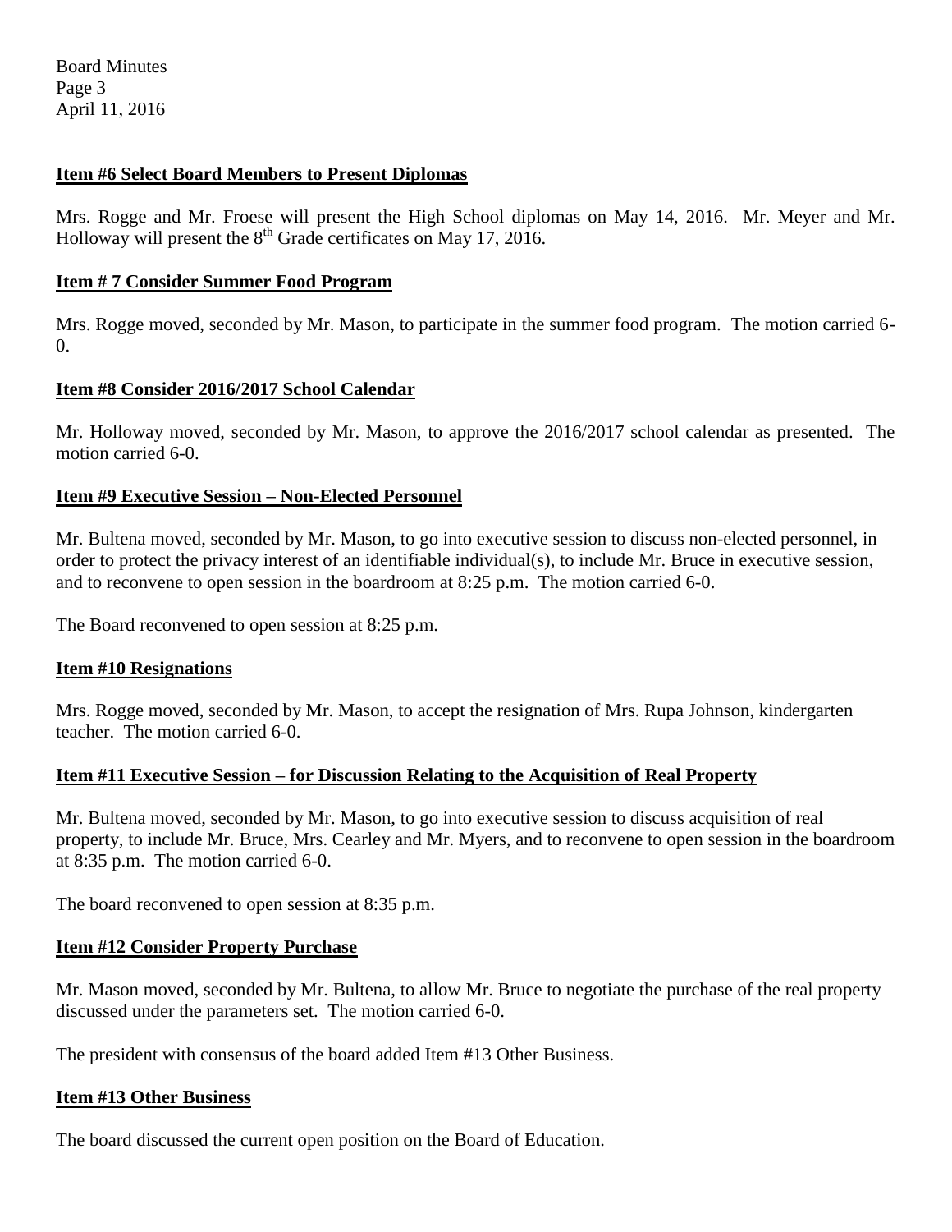### Item #6 Select Board Members to Present Diplomas

Mrs. Rogge and Mr. Froese will present the High School diplomas on May 14, 2016. Mr. Meyer and Mr. Holloway will present the 8th Grade certificates on May 17, 2016.

### Item # 7 Consider Summer Food Program

Mrs. Rogge moved, seconded by Mr. Mason, to participate in the summer food program. The motion carried 6-0.

### Item #8 Consider 2016/2017 School Calendar

Mr. Holloway moved, seconded by Mr. Mason, to approve the 2016/2017 school calendar as presented. The motion carried 6-0.

### Item #9 Executive Session – Non-Elected Personnel

Mr. Bultena moved, seconded by Mr. Mason, to go into executive session to discuss non-elected personnel, in order to protect the privacy interest of an identifiable individual(s), to include Mr. Bruce in executive session, and to reconvene to open session in the boardroom at 8:25 p.m. The motion carried 6-0.

The Board reconvened to open session at 8:25 p.m.

### Item #10 Resignations

Mrs. Rogge moved, seconded by Mr. Mason, to accept the resignation of Mrs. Rupa Johnson, kindergarten teacher. The motion carried 6-0.

### Item #11 Executive Session – for Discussion Relating to the Acquisition of Real Property

Mr. Bultena moved, seconded by Mr. Mason, to go into executive session to discuss acquisition of real property, to include Mr. Bruce, Mrs. Cearley and Mr. Myers, and to reconvene to open session in the boardroom at 8:35 p.m. The motion carried 6-0.

The board reconvened to open session at 8:35 p.m.

### Item #12 Consider Property Purchase

Mr. Mason moved, seconded by Mr. Bultena, to allow Mr. Bruce to negotiate the purchase of the real property discussed under the parameters set. The motion carried 6-0.

The president with consensus of the board added Item #13 Other Business.

### Item #13 Other Business

The board discussed the current open position on the Board of Education.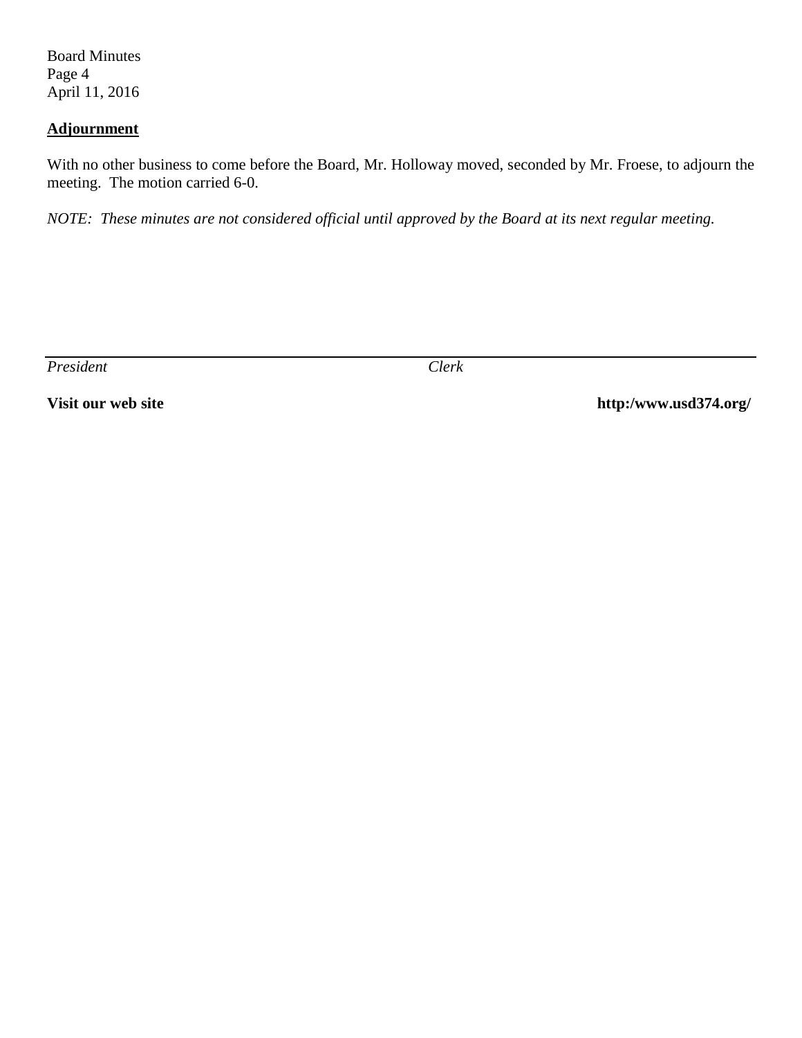## Adjournment

With no other business to come before the Board, Mr. Holloway moved, seconded by Mr. Froese, to adjourn the meeting. The motion carried 6-0.

*NOTE: These minutes are not considered official until approved by the Board at its next regular meeting.*

*President* *Clerk*

**Visit our web site** **http:/www.usd374.org/**